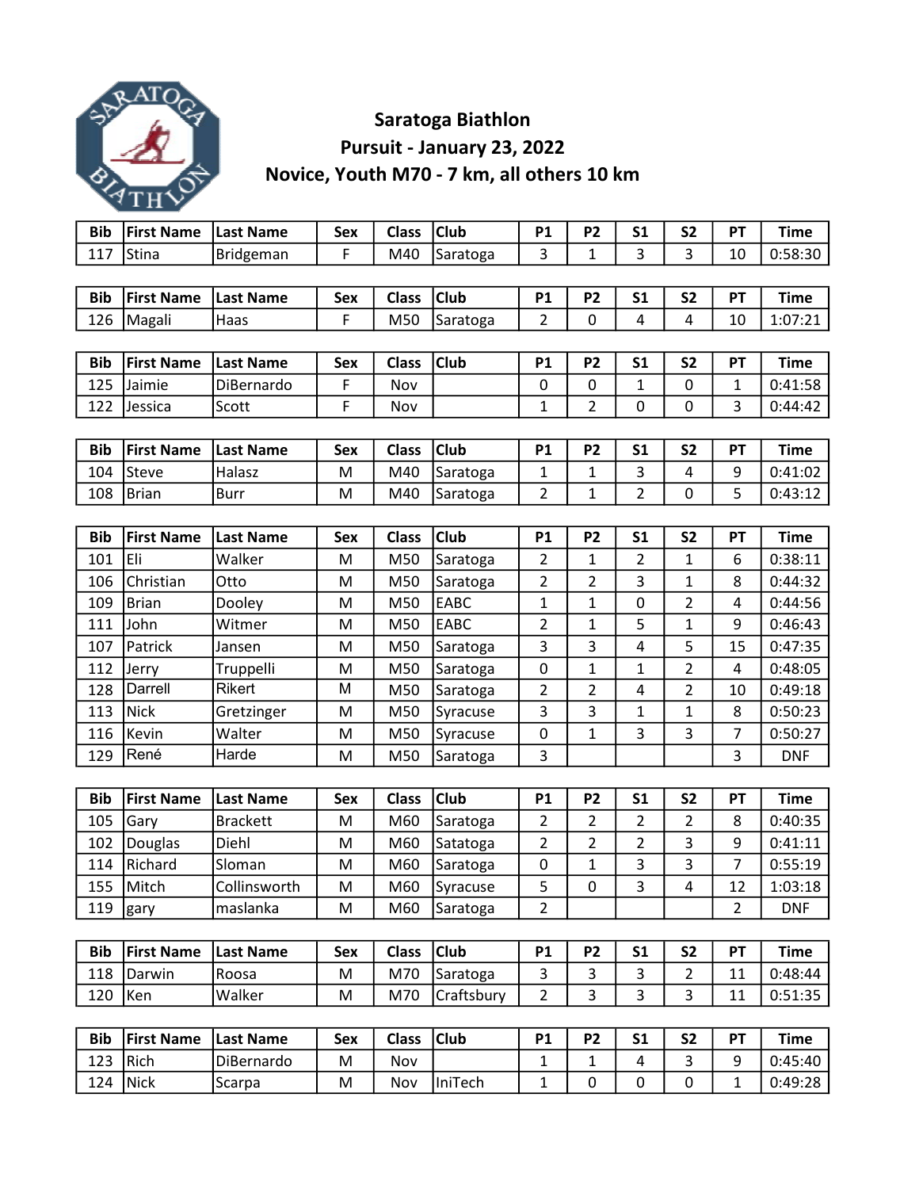# Saratoga Biathlon

## Pursuit - January 23, 2022

## Novice, Youth M70 - 7 km, all others 10 km

| Bib | First Name | Last Name | Sex | Class | Club | P1 | P2 | S1 | S2 | PT | Time |
|---|---|---|---|---|---|---|---|---|---|---|---|
| 117 | Stina | Bridgeman | F | M40 | Saratoga | 3 | 1 | 3 | 3 | 10 | 0:58:30 |

| Bib | First Name | Last Name | Sex | Class | Club | P1 | P2 | S1 | S2 | PT | Time |
|---|---|---|---|---|---|---|---|---|---|---|---|
| 126 | Magali | Haas | F | M50 | Saratoga | 2 | 0 | 4 | 4 | 10 | 1:07:21 |

| Bib | First Name | Last Name | Sex | Class | Club | P1 | P2 | S1 | S2 | PT | Time |
|---|---|---|---|---|---|---|---|---|---|---|---|
| 125 | Jaimie | DiBernardo | F | Nov | | 0 | 0 | 1 | 0 | 1 | 0:41:58 |
| 122 | Jessica | Scott | F | Nov | | 1 | 2 | 0 | 0 | 3 | 0:44:42 |

| Bib | First Name | Last Name | Sex | Class | Club | P1 | P2 | S1 | S2 | PT | Time |
|---|---|---|---|---|---|---|---|---|---|---|---|
| 104 | Steve | Halasz | M | M40 | Saratoga | 1 | 1 | 3 | 4 | 9 | 0:41:02 |
| 108 | Brian | Burr | M | M40 | Saratoga | 2 | 1 | 2 | 0 | 5 | 0:43:12 |

| Bib | First Name | Last Name | Sex | Class | Club | P1 | P2 | S1 | S2 | PT | Time |
|---|---|---|---|---|---|---|---|---|---|---|---|
| 101 | Eli | Walker | M | M50 | Saratoga | 2 | 1 | 2 | 1 | 6 | 0:38:11 |
| 106 | Christian | Otto | M | M50 | Saratoga | 2 | 2 | 3 | 1 | 8 | 0:44:32 |
| 109 | Brian | Dooley | M | M50 | EABC | 1 | 1 | 0 | 2 | 4 | 0:44:56 |
| 111 | John | Witmer | M | M50 | EABC | 2 | 1 | 5 | 1 | 9 | 0:46:43 |
| 107 | Patrick | Jansen | M | M50 | Saratoga | 3 | 3 | 4 | 5 | 15 | 0:47:35 |
| 112 | Jerry | Truppelli | M | M50 | Saratoga | 0 | 1 | 1 | 2 | 4 | 0:48:05 |
| 128 | Darrell | Rikert | M | M50 | Saratoga | 2 | 2 | 4 | 2 | 10 | 0:49:18 |
| 113 | Nick | Gretzinger | M | M50 | Syracuse | 3 | 3 | 1 | 1 | 8 | 0:50:23 |
| 116 | Kevin | Walter | M | M50 | Syracuse | 0 | 1 | 3 | 3 | 7 | 0:50:27 |
| 129 | René | Harde | M | M50 | Saratoga | 3 | | | | 3 | DNF |

| Bib | First Name | Last Name | Sex | Class | Club | P1 | P2 | S1 | S2 | PT | Time |
|---|---|---|---|---|---|---|---|---|---|---|---|
| 105 | Gary | Brackett | M | M60 | Saratoga | 2 | 2 | 2 | 2 | 8 | 0:40:35 |
| 102 | Douglas | Diehl | M | M60 | Satatoga | 2 | 2 | 2 | 3 | 9 | 0:41:11 |
| 114 | Richard | Sloman | M | M60 | Saratoga | 0 | 1 | 3 | 3 | 7 | 0:55:19 |
| 155 | Mitch | Collinsworth | M | M60 | Syracuse | 5 | 0 | 3 | 4 | 12 | 1:03:18 |
| 119 | gary | maslanka | M | M60 | Saratoga | 2 | | | | 2 | DNF |

| Bib | First Name | Last Name | Sex | Class | Club | P1 | P2 | S1 | S2 | PT | Time |
|---|---|---|---|---|---|---|---|---|---|---|---|
| 118 | Darwin | Roosa | M | M70 | Saratoga | 3 | 3 | 3 | 2 | 11 | 0:48:44 |
| 120 | Ken | Walker | M | M70 | Craftsbury | 2 | 3 | 3 | 3 | 11 | 0:51:35 |

| Bib | First Name | Last Name | Sex | Class | Club | P1 | P2 | S1 | S2 | PT | Time |
|---|---|---|---|---|---|---|---|---|---|---|---|
| 123 | Rich | DiBernardo | M | Nov | | 1 | 1 | 4 | 3 | 9 | 0:45:40 |
| 124 | Nick | Scarpa | M | Nov | IniTech | 1 | 0 | 0 | 0 | 1 | 0:49:28 |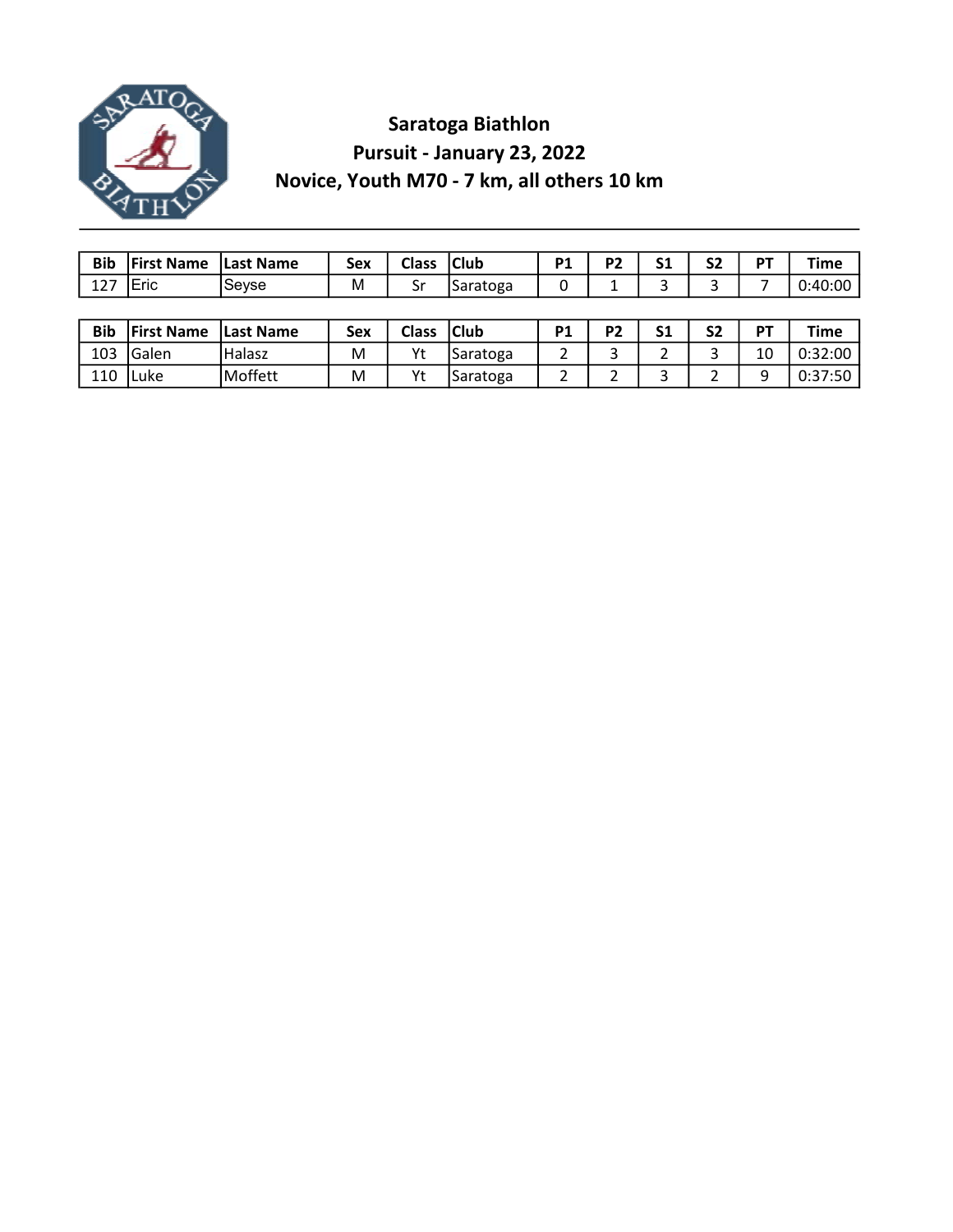**Saratoga Biathlon**

**Pursuit - January 23, 2022**

**Novice, Youth M70 - 7 km, all others 10 km**

| Bib | First Name | Last Name | Sex | Class | Club | P1 | P2 | S1 | S2 | PT | Time |
|---|---|---|---|---|---|---|---|---|---|---|---|
| 127 | Eric | Seyse | M | Sr | Saratoga | 0 | 1 | 3 | 3 | 7 | 0:40:00 |

| Bib | First Name | Last Name | Sex | Class | Club | P1 | P2 | S1 | S2 | PT | Time |
|---|---|---|---|---|---|---|---|---|---|---|---|
| 103 | Galen | Halasz | M | Yt | Saratoga | 2 | 3 | 2 | 3 | 10 | 0:32:00 |
| 110 | Luke | Moffett | M | Yt | Saratoga | 2 | 2 | 3 | 2 | 9 | 0:37:50 |